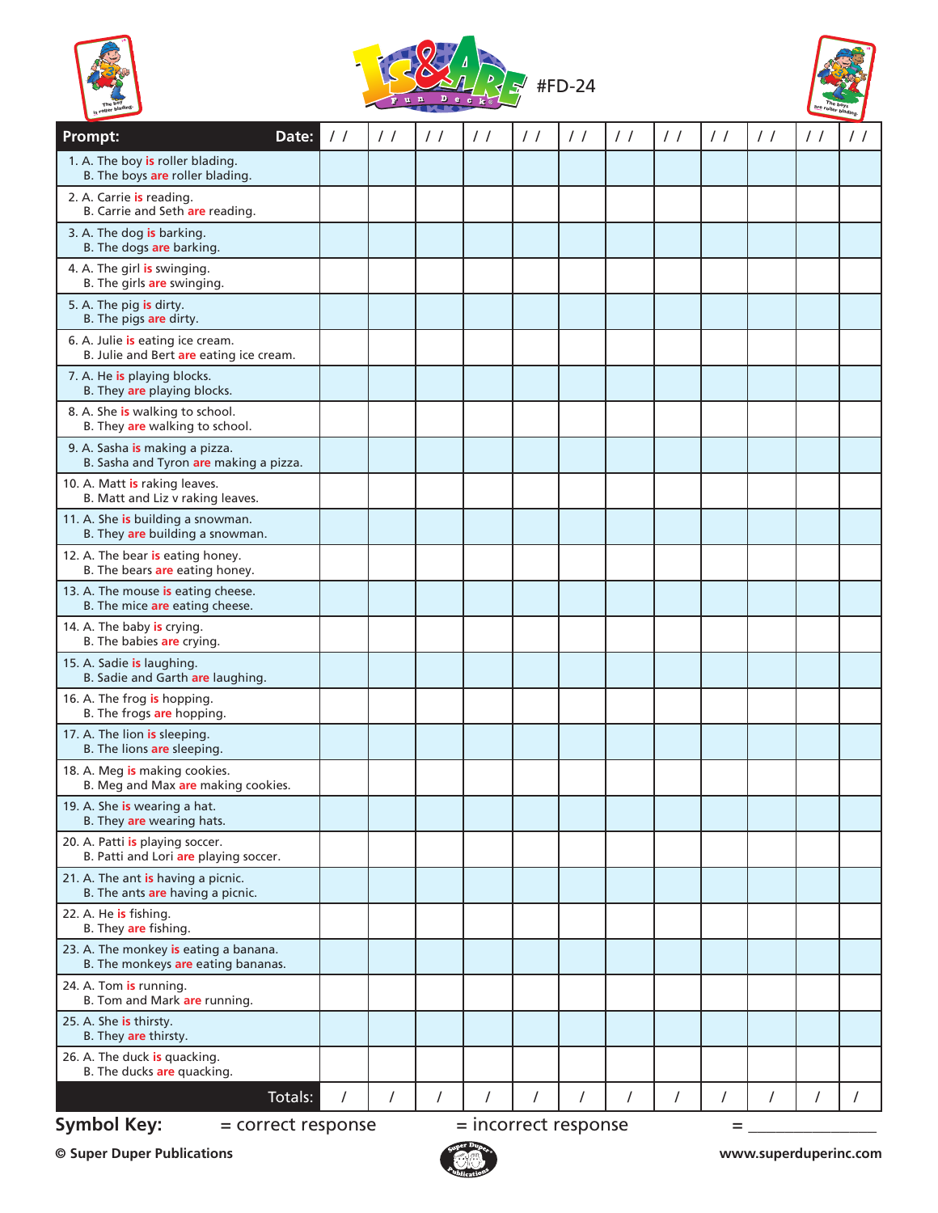# Is & Are Fun Deck #FD-24

| Prompt: | Date: / / | / / | / / | / / | / / | / / | / / | / / | / / | / / | / / | / / |
|---|---|---|---|---|---|---|---|---|---|---|---|---|
| 1. A. The boy **is** roller blading. B. The boys **are** roller blading. | | | | | | | | | | | | |
| 2. A. Carrie **is** reading. B. Carrie and Seth **are** reading. | | | | | | | | | | | | |
| 3. A. The dog **is** barking. B. The dogs **are** barking. | | | | | | | | | | | | |
| 4. A. The girl **is** swinging. B. The girls **are** swinging. | | | | | | | | | | | | |
| 5. A. The pig **is** dirty. B. The pigs **are** dirty. | | | | | | | | | | | | |
| 6. A. Julie **is** eating ice cream. B. Julie and Bert **are** eating ice cream. | | | | | | | | | | | | |
| 7. A. He **is** playing blocks. B. They **are** playing blocks. | | | | | | | | | | | | |
| 8. A. She **is** walking to school. B. They **are** walking to school. | | | | | | | | | | | | |
| 9. A. Sasha **is** making a pizza. B. Sasha and Tyron **are** making a pizza. | | | | | | | | | | | | |
| 10. A. Matt **is** raking leaves. B. Matt and Liz v raking leaves. | | | | | | | | | | | | |
| 11. A. She **is** building a snowman. B. They **are** building a snowman. | | | | | | | | | | | | |
| 12. A. The bear **is** eating honey. B. The bears **are** eating honey. | | | | | | | | | | | | |
| 13. A. The mouse **is** eating cheese. B. The mice **are** eating cheese. | | | | | | | | | | | | |
| 14. A. The baby **is** crying. B. The babies **are** crying. | | | | | | | | | | | | |
| 15. A. Sadie **is** laughing. B. Sadie and Garth **are** laughing. | | | | | | | | | | | | |
| 16. A. The frog **is** hopping. B. The frogs **are** hopping. | | | | | | | | | | | | |
| 17. A. The lion **is** sleeping. B. The lions **are** sleeping. | | | | | | | | | | | | |
| 18. A. Meg **is** making cookies. B. Meg and Max **are** making cookies. | | | | | | | | | | | | |
| 19. A. She **is** wearing a hat. B. They **are** wearing hats. | | | | | | | | | | | | |
| 20. A. Patti **is** playing soccer. B. Patti and Lori **are** playing soccer. | | | | | | | | | | | | |
| 21. A. The ant **is** having a picnic. B. The ants **are** having a picnic. | | | | | | | | | | | | |
| 22. A. He **is** fishing. B. They **are** fishing. | | | | | | | | | | | | |
| 23. A. The monkey **is** eating a banana. B. The monkeys **are** eating bananas. | | | | | | | | | | | | |
| 24. A. Tom **is** running. B. Tom and Mark **are** running. | | | | | | | | | | | | |
| 25. A. She **is** thirsty. B. They **are** thirsty. | | | | | | | | | | | | |
| 26. A. The duck **is** quacking. B. The ducks **are** quacking. | | | | | | | | | | | | |
| **Totals:** | / | / | / | / | / | / | / | / | / | / | / | / |

**Symbol Key:** = correct response = incorrect response = _______________

© Super Duper Publications www.superduperinc.com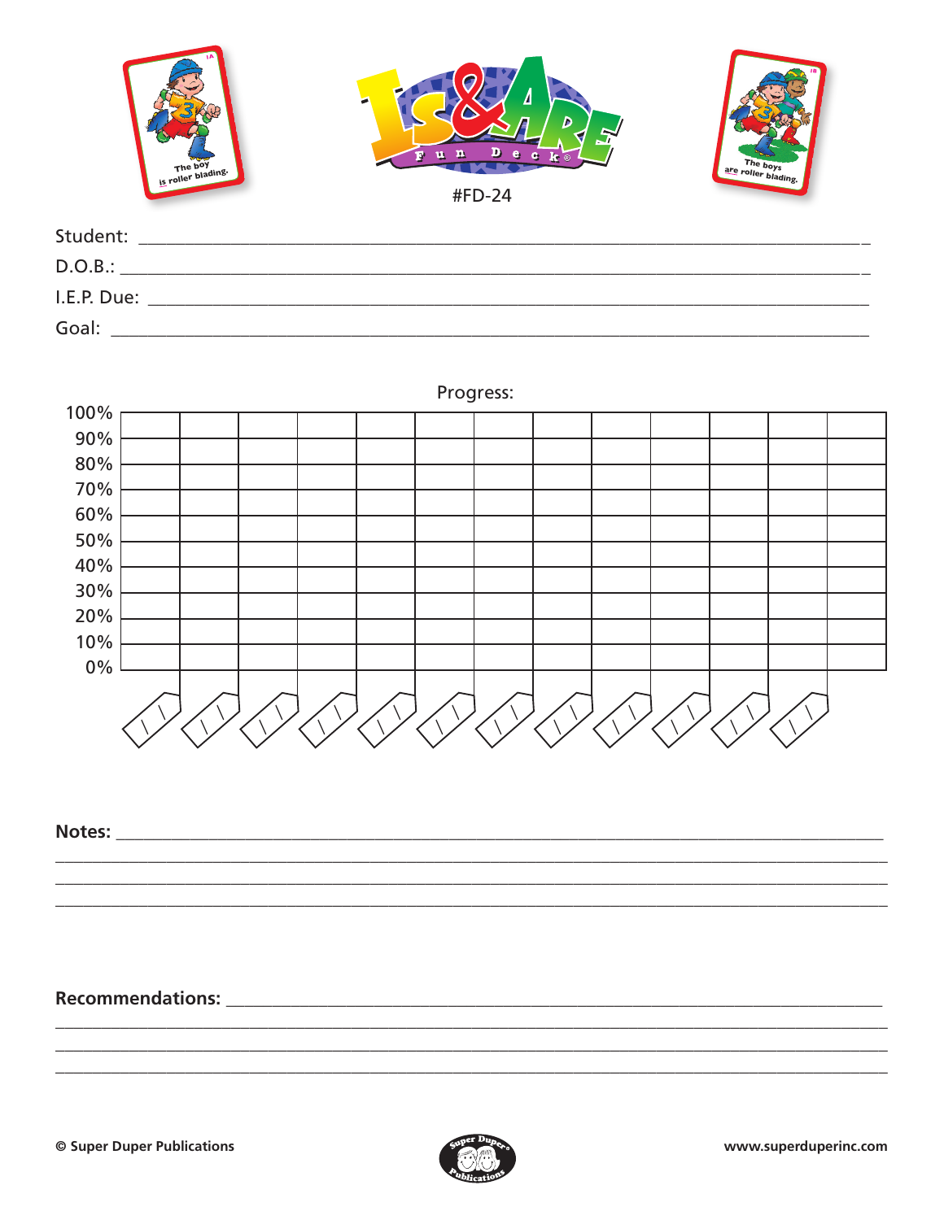# Is & Are Fun Deck

#FD-24

Student: ______________________________

D.O.B.: ______________________________

I.E.P. Due: ______________________________

Goal: ______________________________

Progress:

100%
90%
80%
70%
60%
50%
40%
30%
20%
10%
0%

**Notes:** ______________________________

______________________________

______________________________

______________________________

**Recommendations:** ______________________________

______________________________

______________________________

______________________________

© Super Duper Publications

www.superduperinc.com